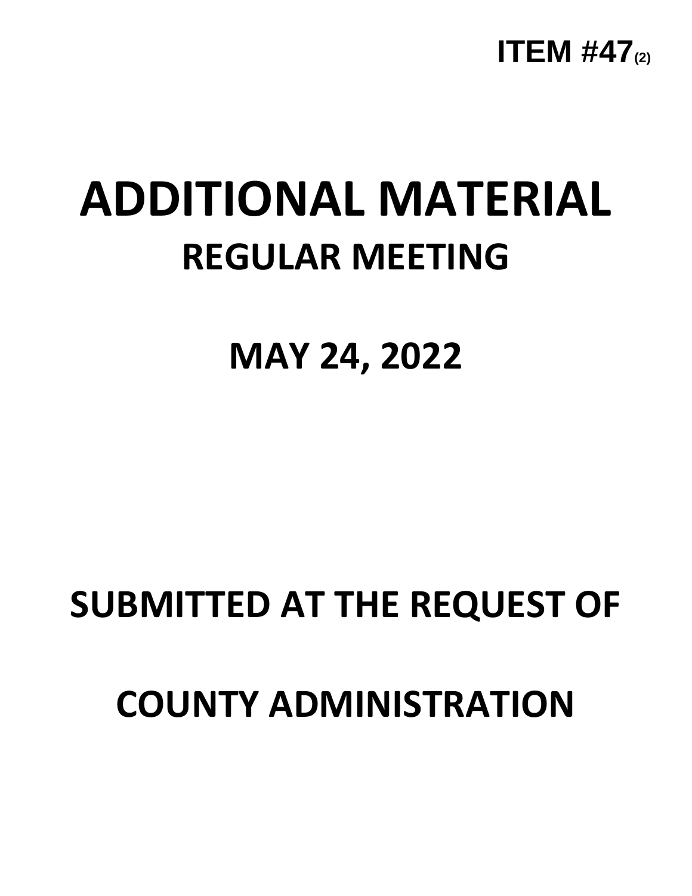ITEM #47(2)

# ADDITIONAL MATERIAL

## REGULAR MEETING

## MAY 24, 2022

## SUBMITTED AT THE REQUEST OF

## COUNTY ADMINISTRATION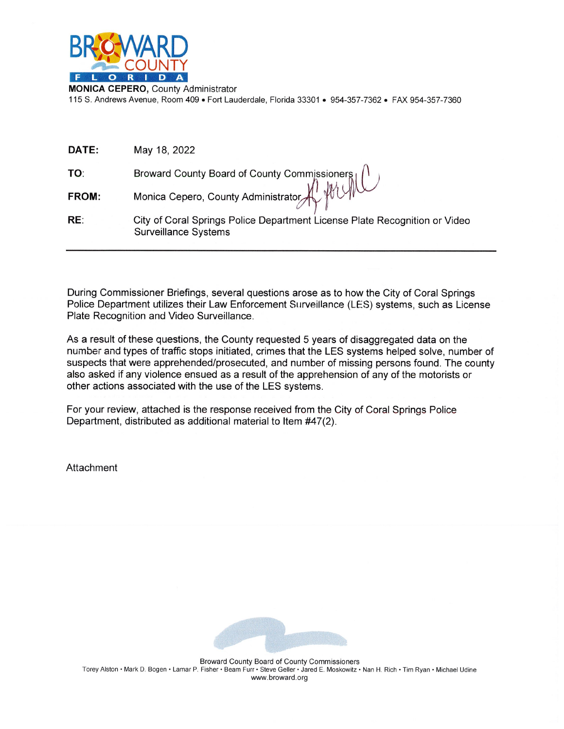**BROWARD COUNTY FLORIDA**

**MONICA CEPERO,** County Administrator
115 S. Andrews Avenue, Room 409 • Fort Lauderdale, Florida 33301 • 954-357-7362 • FAX 954-357-7360

| | |
|---|---|
| **DATE:** | May 18, 2022 |
| **TO:** | Broward County Board of County Commissioners |
| **FROM:** | Monica Cepero, County Administrator |
| **RE:** | City of Coral Springs Police Department License Plate Recognition or Video Surveillance Systems |

---

During Commissioner Briefings, several questions arose as to how the City of Coral Springs Police Department utilizes their Law Enforcement Surveillance (LES) systems, such as License Plate Recognition and Video Surveillance.

As a result of these questions, the County requested 5 years of disaggregated data on the number and types of traffic stops initiated, crimes that the LES systems helped solve, number of suspects that were apprehended/prosecuted, and number of missing persons found. The county also asked if any violence ensued as a result of the apprehension of any of the motorists or other actions associated with the use of the LES systems.

For your review, attached is the response received from the City of Coral Springs Police Department, distributed as additional material to Item #47(2).

Attachment

Broward County Board of County Commissioners
Torey Alston • Mark D. Bogen • Lamar P. Fisher • Beam Furr • Steve Geller • Jared E. Moskowitz • Nan H. Rich • Tim Ryan • Michael Udine
www.broward.org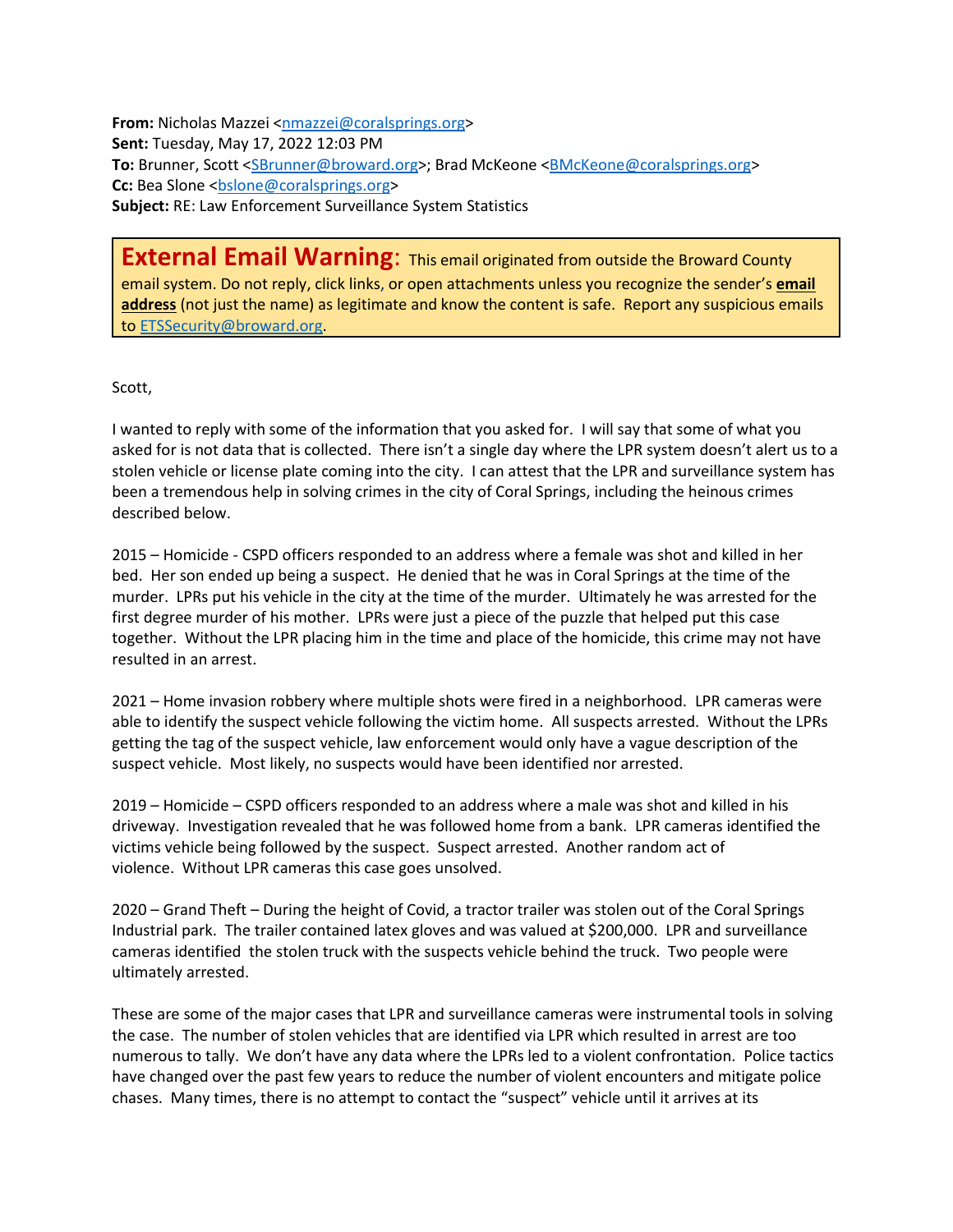**From:** Nicholas Mazzei <nmazzei@coralsprings.org>
**Sent:** Tuesday, May 17, 2022 12:03 PM
**To:** Brunner, Scott <SBrunner@broward.org>; Brad McKeone <BMcKeone@coralsprings.org>
**Cc:** Bea Slone <bslone@coralsprings.org>
**Subject:** RE: Law Enforcement Surveillance System Statistics

**External Email Warning**: This email originated from outside the Broward County email system. Do not reply, click links, or open attachments unless you recognize the sender's **email address** (not just the name) as legitimate and know the content is safe. Report any suspicious emails to ETSSecurity@broward.org.

Scott,

I wanted to reply with some of the information that you asked for. I will say that some of what you asked for is not data that is collected. There isn't a single day where the LPR system doesn't alert us to a stolen vehicle or license plate coming into the city. I can attest that the LPR and surveillance system has been a tremendous help in solving crimes in the city of Coral Springs, including the heinous crimes described below.

2015 – Homicide - CSPD officers responded to an address where a female was shot and killed in her bed. Her son ended up being a suspect. He denied that he was in Coral Springs at the time of the murder. LPRs put his vehicle in the city at the time of the murder. Ultimately he was arrested for the first degree murder of his mother. LPRs were just a piece of the puzzle that helped put this case together. Without the LPR placing him in the time and place of the homicide, this crime may not have resulted in an arrest.

2021 – Home invasion robbery where multiple shots were fired in a neighborhood. LPR cameras were able to identify the suspect vehicle following the victim home. All suspects arrested. Without the LPRs getting the tag of the suspect vehicle, law enforcement would only have a vague description of the suspect vehicle. Most likely, no suspects would have been identified nor arrested.

2019 – Homicide – CSPD officers responded to an address where a male was shot and killed in his driveway. Investigation revealed that he was followed home from a bank. LPR cameras identified the victims vehicle being followed by the suspect. Suspect arrested. Another random act of violence. Without LPR cameras this case goes unsolved.

2020 – Grand Theft – During the height of Covid, a tractor trailer was stolen out of the Coral Springs Industrial park. The trailer contained latex gloves and was valued at $200,000. LPR and surveillance cameras identified the stolen truck with the suspects vehicle behind the truck. Two people were ultimately arrested.

These are some of the major cases that LPR and surveillance cameras were instrumental tools in solving the case. The number of stolen vehicles that are identified via LPR which resulted in arrest are too numerous to tally. We don't have any data where the LPRs led to a violent confrontation. Police tactics have changed over the past few years to reduce the number of violent encounters and mitigate police chases. Many times, there is no attempt to contact the "suspect" vehicle until it arrives at its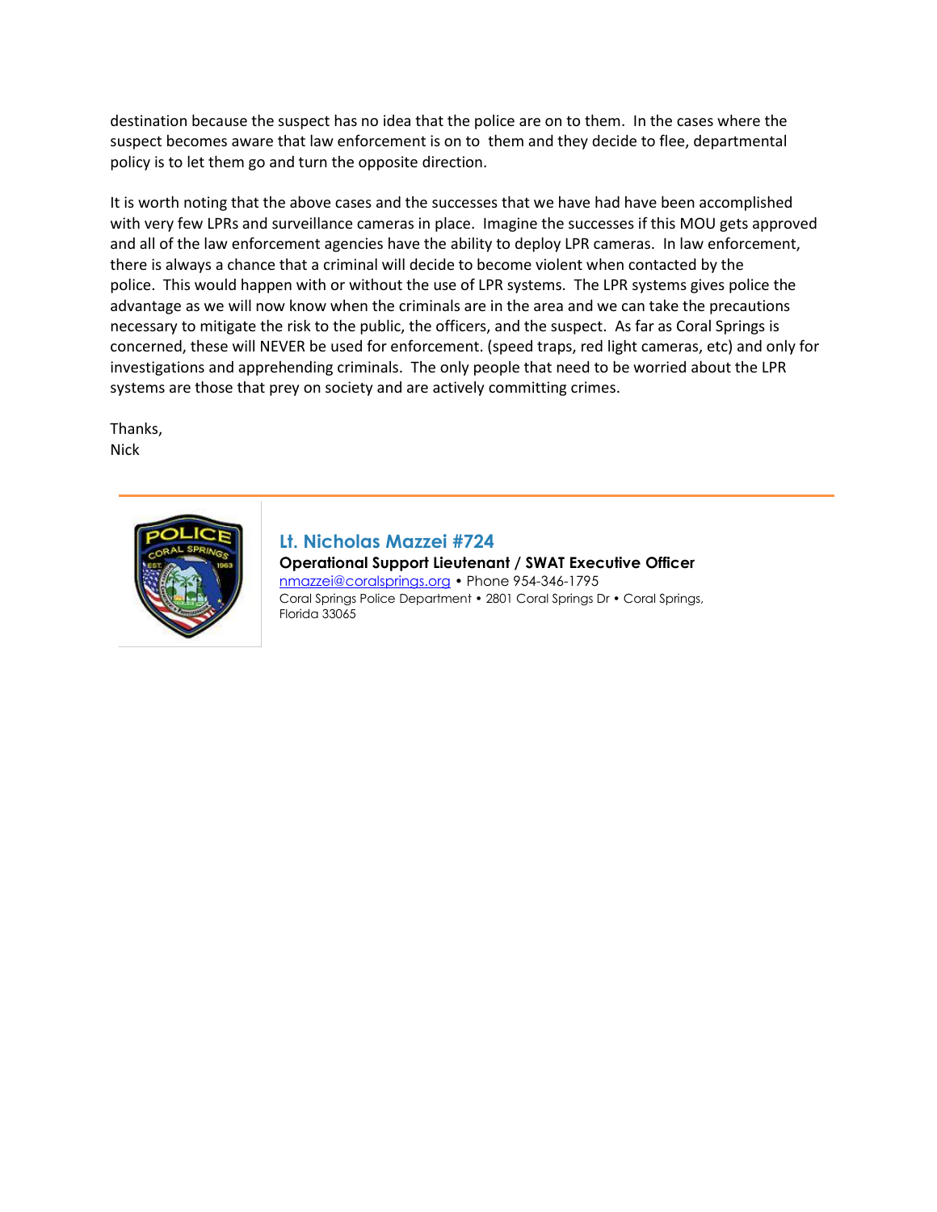destination because the suspect has no idea that the police are on to them. In the cases where the suspect becomes aware that law enforcement is on to them and they decide to flee, departmental policy is to let them go and turn the opposite direction.

It is worth noting that the above cases and the successes that we have had have been accomplished with very few LPRs and surveillance cameras in place. Imagine the successes if this MOU gets approved and all of the law enforcement agencies have the ability to deploy LPR cameras. In law enforcement, there is always a chance that a criminal will decide to become violent when contacted by the police. This would happen with or without the use of LPR systems. The LPR systems gives police the advantage as we will now know when the criminals are in the area and we can take the precautions necessary to mitigate the risk to the public, the officers, and the suspect. As far as Coral Springs is concerned, these will NEVER be used for enforcement. (speed traps, red light cameras, etc) and only for investigations and apprehending criminals. The only people that need to be worried about the LPR systems are those that prey on society and are actively committing crimes.

Thanks,
Nick

---

**Lt. Nicholas Mazzei #724**
**Operational Support Lieutenant / SWAT Executive Officer**
nmazzei@coralsprings.org • Phone 954-346-1795
Coral Springs Police Department • 2801 Coral Springs Dr • Coral Springs, Florida 33065